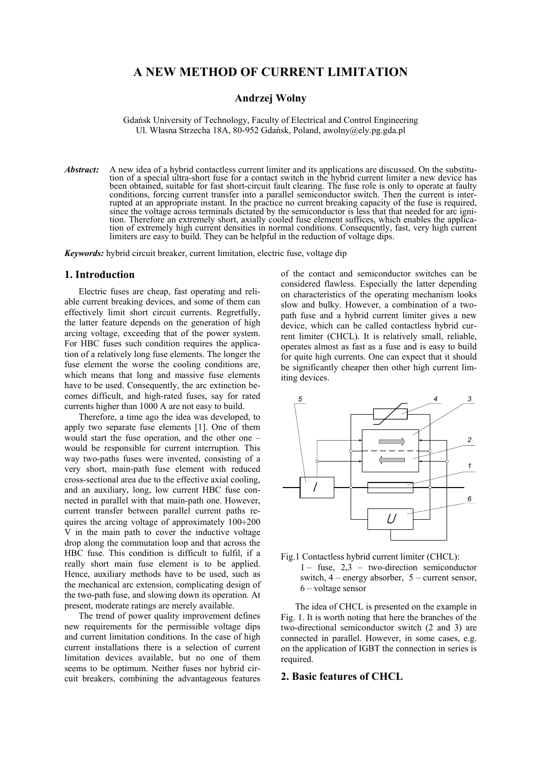# A NEW METHOD OF CURRENT LIMITATION

**Andrzej Wolny**

Gdańsk University of Technology, Faculty of Electrical and Control Engineering
Ul. Własna Strzecha 18A, 80-952 Gdańsk, Poland, awolny@ely.pg.gda.pl

***Abstract:*** A new idea of a hybrid contactless current limiter and its applications are discussed. On the substitution of a special ultra-short fuse for a contact switch in the hybrid current limiter a new device has been obtained, suitable for fast short-circuit fault clearing. The fuse role is only to operate at faulty conditions, forcing current transfer into a parallel semiconductor switch. Then the current is interrupted at an appropriate instant. In the practice no current breaking capacity of the fuse is required, since the voltage across terminals dictated by the semiconductor is less that that needed for arc ignition. Therefore an extremely short, axially cooled fuse element suffices, which enables the application of extremely high current densities in normal conditions. Consequently, fast, very high current limiters are easy to build. They can be helpful in the reduction of voltage dips.

***Keywords:*** hybrid circuit breaker, current limitation, electric fuse, voltage dip

## 1. Introduction

Electric fuses are cheap, fast operating and reliable current breaking devices, and some of them can effectively limit short circuit currents. Regretfully, the latter feature depends on the generation of high arcing voltage, exceeding that of the power system. For HBC fuses such condition requires the application of a relatively long fuse elements. The longer the fuse element the worse the cooling conditions are, which means that long and massive fuse elements have to be used. Consequently, the arc extinction becomes difficult, and high-rated fuses, say for rated currents higher than 1000 A are not easy to build.

Therefore, a time ago the idea was developed, to apply two separate fuse elements [1]. One of them would start the fuse operation, and the other one – would be responsible for current interruption. This way two-paths fuses were invented, consisting of a very short, main-path fuse element with reduced cross-sectional area due to the effective axial cooling, and an auxiliary, long, low current HBC fuse connected in parallel with that main-path one. However, current transfer between parallel current paths requires the arcing voltage of approximately 100÷200 V in the main path to cover the inductive voltage drop along the commutation loop and that across the HBC fuse. This condition is difficult to fulfil, if a really short main fuse element is to be applied. Hence, auxiliary methods have to be used, such as the mechanical arc extension, complicating design of the two-path fuse, and slowing down its operation. At present, moderate ratings are merely available.

The trend of power quality improvement defines new requirements for the permissible voltage dips and current limitation conditions. In the case of high current installations there is a selection of current limitation devices available, but no one of them seems to be optimum. Neither fuses nor hybrid circuit breakers, combining the advantageous features of the contact and semiconductor switches can be considered flawless. Especially the latter depending on characteristics of the operating mechanism looks slow and bulky. However, a combination of a two-path fuse and a hybrid current limiter gives a new device, which can be called contactless hybrid current limiter (CHCL). It is relatively small, reliable, operates almost as fast as a fuse and is easy to build for quite high currents. One can expect that it should be significantly cheaper then other high current limiting devices.

Fig.1 Contactless hybrid current limiter (CHCL): 1 – fuse, 2,3 – two-direction semiconductor switch, 4 – energy absorber, 5 – current sensor, 6 – voltage sensor

The idea of CHCL is presented on the example in Fig. 1. It is worth noting that here the branches of the two-directional semiconductor switch (2 and 3) are connected in parallel. However, in some cases, e.g. on the application of IGBT the connection in series is required.

## 2. Basic features of CHCL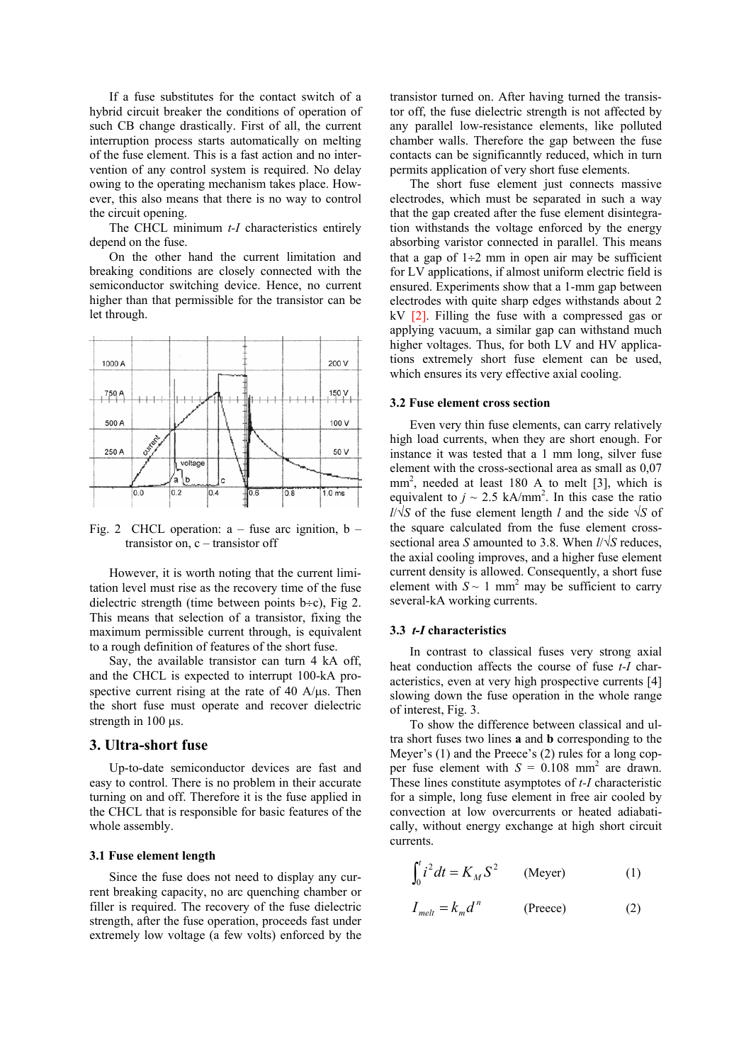If a fuse substitutes for the contact switch of a hybrid circuit breaker the conditions of operation of such CB change drastically. First of all, the current interruption process starts automatically on melting of the fuse element. This is a fast action and no intervention of any control system is required. No delay owing to the operating mechanism takes place. However, this also means that there is no way to control the circuit opening.

The CHCL minimum *t-I* characteristics entirely depend on the fuse.

On the other hand the current limitation and breaking conditions are closely connected with the semiconductor switching device. Hence, no current higher than that permissible for the transistor can be let through.

Fig. 2 CHCL operation: a – fuse arc ignition, b – transistor on, c – transistor off

However, it is worth noting that the current limitation level must rise as the recovery time of the fuse dielectric strength (time between points b÷c), Fig 2. This means that selection of a transistor, fixing the maximum permissible current through, is equivalent to a rough definition of features of the short fuse.

Say, the available transistor can turn 4 kA off, and the CHCL is expected to interrupt 100-kA prospective current rising at the rate of 40 A/μs. Then the short fuse must operate and recover dielectric strength in 100 μs.

## 3. Ultra-short fuse

Up-to-date semiconductor devices are fast and easy to control. There is no problem in their accurate turning on and off. Therefore it is the fuse applied in the CHCL that is responsible for basic features of the whole assembly.

### 3.1 Fuse element length

Since the fuse does not need to display any current breaking capacity, no arc quenching chamber or filler is required. The recovery of the fuse dielectric strength, after the fuse operation, proceeds fast under extremely low voltage (a few volts) enforced by the transistor turned on. After having turned the transistor off, the fuse dielectric strength is not affected by any parallel low-resistance elements, like polluted chamber walls. Therefore the gap between the fuse contacts can be significanntly reduced, which in turn permits application of very short fuse elements.

The short fuse element just connects massive electrodes, which must be separated in such a way that the gap created after the fuse element disintegration withstands the voltage enforced by the energy absorbing varistor connected in parallel. This means that a gap of 1÷2 mm in open air may be sufficient for LV applications, if almost uniform electric field is ensured. Experiments show that a 1-mm gap between electrodes with quite sharp edges withstands about 2 kV [2]. Filling the fuse with a compressed gas or applying vacuum, a similar gap can withstand much higher voltages. Thus, for both LV and HV applications extremely short fuse element can be used, which ensures its very effective axial cooling.

### 3.2 Fuse element cross section

Even very thin fuse elements, can carry relatively high load currents, when they are short enough. For instance it was tested that a 1 mm long, silver fuse element with the cross-sectional area as small as 0,07 mm$^2$, needed at least 180 A to melt [3], which is equivalent to $j$ ~ 2.5 kA/mm$^2$. In this case the ratio $l/\sqrt{S}$ of the fuse element length $l$ and the side $\sqrt{S}$ of the square calculated from the fuse element cross-sectional area $S$ amounted to 3.8. When $l/\sqrt{S}$ reduces, the axial cooling improves, and a higher fuse element current density is allowed. Consequently, a short fuse element with $S$ ~ 1 mm$^2$ may be sufficient to carry several-kA working currents.

### 3.3 *t-I* characteristics

In contrast to classical fuses very strong axial heat conduction affects the course of fuse *t-I* characteristics, even at very high prospective currents [4] slowing down the fuse operation in the whole range of interest, Fig. 3.

To show the difference between classical and ultra short fuses two lines **a** and **b** corresponding to the Meyer's (1) and the Preece's (2) rules for a long copper fuse element with $S$ = 0.108 mm$^2$ are drawn. These lines constitute asymptotes of *t-I* characteristic for a simple, long fuse element in free air cooled by convection at low overcurrents or heated adiabatically, without energy exchange at high short circuit currents.

$$\int_0^t i^2 dt = K_M S^2 \qquad \text{(Meyer)} \qquad (1)$$

$$I_{melt} = k_m d^n \qquad \text{(Preece)} \qquad (2)$$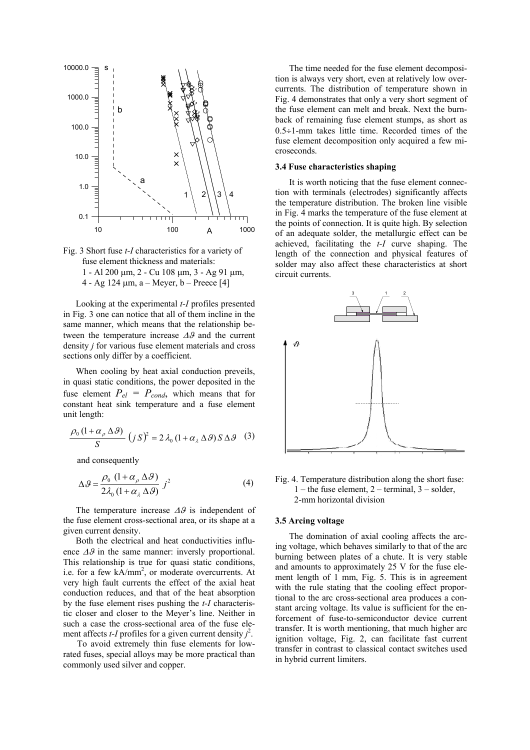Fig. 3 Short fuse *t-I* characteristics for a variety of fuse element thickness and materials:
1 - Al 200 μm, 2 - Cu 108 μm, 3 - Ag 91 μm,
4 - Ag 124 μm, a – Meyer, b – Preece [4]

Looking at the experimental *t-I* profiles presented in Fig. 3 one can notice that all of them incline in the same manner, which means that the relationship between the temperature increase $\Delta\vartheta$ and the current density $j$ for various fuse element materials and cross sections only differ by a coefficient.

When cooling by heat axial conduction preveils, in quasi static conditions, the power deposited in the fuse element $P_{el} = P_{cond}$, which means that for constant heat sink temperature and a fuse element unit length:

$$\frac{\rho_0 (1+\alpha_\rho \Delta\vartheta)}{S} (j S)^2 = 2 \lambda_0 (1+\alpha_\lambda \Delta\vartheta) S \Delta\vartheta \quad (3)$$

and consequently

$$\Delta\vartheta = \frac{\rho_0 (1+\alpha_\rho \Delta\vartheta)}{2\lambda_0 (1+\alpha_\lambda \Delta\vartheta)} j^2 \quad (4)$$

The temperature increase $\Delta\vartheta$ is independent of the fuse element cross-sectional area, or its shape at a given current density.

Both the electrical and heat conductivities influence $\Delta\vartheta$ in the same manner: inversly proportional. This relationship is true for quasi static conditions, i.e. for a few kA/mm$^2$, or moderate overcurrents. At very high fault currents the effect of the axial heat conduction reduces, and that of the heat absorption by the fuse element rises pushing the *t-I* characteristic closer and closer to the Meyer's line. Neither in such a case the cross-sectional area of the fuse element affects *t-I* profiles for a given current density $j^2$.

To avoid extremely thin fuse elements for low-rated fuses, special alloys may be more practical than commonly used silver and copper.

The time needed for the fuse element decomposition is always very short, even at relatively low overcurrents. The distribution of temperature shown in Fig. 4 demonstrates that only a very short segment of the fuse element can melt and break. Next the burn-back of remaining fuse element stumps, as short as 0.5÷1-mm takes little time. Recorded times of the fuse element decomposition only acquired a few microseconds.

### 3.4 Fuse characteristics shaping

It is worth noticing that the fuse element connection with terminals (electrodes) significantly affects the temperature distribution. The broken line visible in Fig. 4 marks the temperature of the fuse element at the points of connection. It is quite high. By selection of an adequate solder, the metallurgic effect can be achieved, facilitating the *t-I* curve shaping. The length of the connection and physical features of solder may also affect these characteristics at short circuit currents.

Fig. 4. Temperature distribution along the short fuse: 1 – the fuse element, 2 – terminal, 3 – solder, 2-mm horizontal division

### 3.5 Arcing voltage

The domination of axial cooling affects the arcing voltage, which behaves similarly to that of the arc burning between plates of a chute. It is very stable and amounts to approximately 25 V for the fuse element length of 1 mm, Fig. 5. This is in agreement with the rule stating that the cooling effect proportional to the arc cross-sectional area produces a constant arcing voltage. Its value is sufficient for the enforcement of fuse-to-semiconductor device current transfer. It is worth mentioning, that much higher arc ignition voltage, Fig. 2, can facilitate fast current transfer in contrast to classical contact switches used in hybrid current limiters.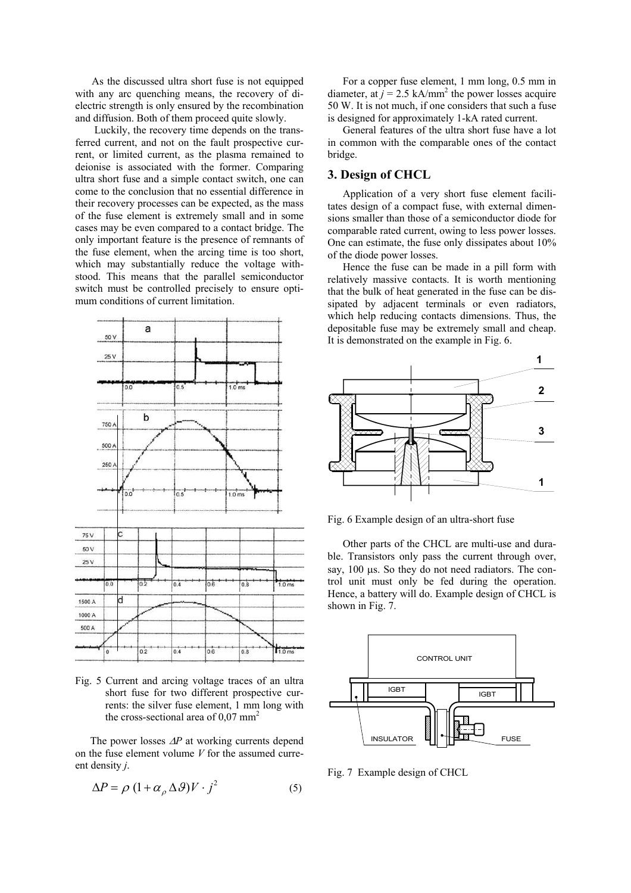As the discussed ultra short fuse is not equipped with any arc quenching means, the recovery of dielectric strength is only ensured by the recombination and diffusion. Both of them proceed quite slowly.

Luckily, the recovery time depends on the transferred current, and not on the fault prospective current, or limited current, as the plasma remained to deionise is associated with the former. Comparing ultra short fuse and a simple contact switch, one can come to the conclusion that no essential difference in their recovery processes can be expected, as the mass of the fuse element is extremely small and in some cases may be even compared to a contact bridge. The only important feature is the presence of remnants of the fuse element, when the arcing time is too short, which may substantially reduce the voltage withstood. This means that the parallel semiconductor switch must be controlled precisely to ensure optimum conditions of current limitation.

Fig. 5 Current and arcing voltage traces of an ultra short fuse for two different prospective currents: the silver fuse element, 1 mm long with the cross-sectional area of 0,07 mm$^2$

The power losses $\Delta P$ at working currents depend on the fuse element volume $V$ for the assumed current density $j$.

$$\Delta P = \rho\,(1 + \alpha_{\rho}\,\Delta\vartheta)V \cdot j^2 \qquad (5)$$

For a copper fuse element, 1 mm long, 0.5 mm in diameter, at $j = 2.5$ kA/mm$^2$ the power losses acquire 50 W. It is not much, if one considers that such a fuse is designed for approximately 1-kA rated current.

General features of the ultra short fuse have a lot in common with the comparable ones of the contact bridge.

## 3. Design of CHCL

Application of a very short fuse element facilitates design of a compact fuse, with external dimensions smaller than those of a semiconductor diode for comparable rated current, owing to less power losses. One can estimate, the fuse only dissipates about 10% of the diode power losses.

Hence the fuse can be made in a pill form with relatively massive contacts. It is worth mentioning that the bulk of heat generated in the fuse can be dissipated by adjacent terminals or even radiators, which help reducing contacts dimensions. Thus, the depositable fuse may be extremely small and cheap. It is demonstrated on the example in Fig. 6.

Fig. 6 Example design of an ultra-short fuse

Other parts of the CHCL are multi-use and durable. Transistors only pass the current through over, say, 100 μs. So they do not need radiators. The control unit must only be fed during the operation. Hence, a battery will do. Example design of CHCL is shown in Fig. 7.

Fig. 7 Example design of CHCL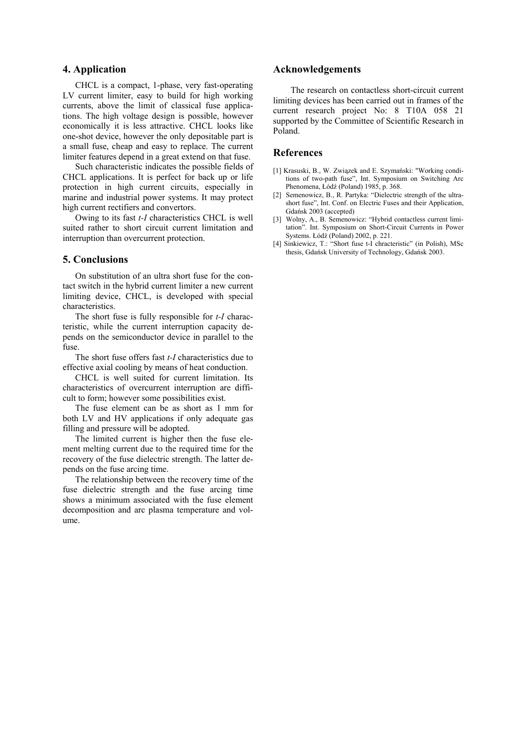## 4. Application

CHCL is a compact, 1-phase, very fast-operating LV current limiter, easy to build for high working currents, above the limit of classical fuse applications. The high voltage design is possible, however economically it is less attractive. CHCL looks like one-shot device, however the only depositable part is a small fuse, cheap and easy to replace. The current limiter features depend in a great extend on that fuse.

Such characteristic indicates the possible fields of CHCL applications. It is perfect for back up or life protection in high current circuits, especially in marine and industrial power systems. It may protect high current rectifiers and convertors.

Owing to its fast *t-I* characteristics CHCL is well suited rather to short circuit current limitation and interruption than overcurrent protection.

## 5. Conclusions

On substitution of an ultra short fuse for the contact switch in the hybrid current limiter a new current limiting device, CHCL, is developed with special characteristics.

The short fuse is fully responsible for *t-I* characteristic, while the current interruption capacity depends on the semiconductor device in parallel to the fuse.

The short fuse offers fast *t-I* characteristics due to effective axial cooling by means of heat conduction.

CHCL is well suited for current limitation. Its characteristics of overcurrent interruption are difficult to form; however some possibilities exist.

The fuse element can be as short as 1 mm for both LV and HV applications if only adequate gas filling and pressure will be adopted.

The limited current is higher then the fuse element melting current due to the required time for the recovery of the fuse dielectric strength. The latter depends on the fuse arcing time.

The relationship between the recovery time of the fuse dielectric strength and the fuse arcing time shows a minimum associated with the fuse element decomposition and arc plasma temperature and volume.

## Acknowledgements

The research on contactless short-circuit current limiting devices has been carried out in frames of the current research project No: 8 T10A 058 21 supported by the Committee of Scientific Research in Poland.

## References

[1] Krasuski, B., W. Związek and E. Szymański: "Working conditions of two-path fuse", Int. Symposium on Switching Arc Phenomena, Łódź (Poland) 1985, p. 368.

[2] Semenowicz, B., R. Partyka: "Dielectric strength of the ultra-short fuse", Int. Conf. on Electric Fuses and their Application, Gdańsk 2003 (accepted)

[3] Wolny, A., B. Semenowicz: "Hybrid contactless current limitation". Int. Symposium on Short-Circuit Currents in Power Systems. Łódź (Poland) 2002, p. 221.

[4] Sinkiewicz, T.: "Short fuse t-I chracteristic" (in Polish), MSc thesis, Gdańsk University of Technology, Gdańsk 2003.